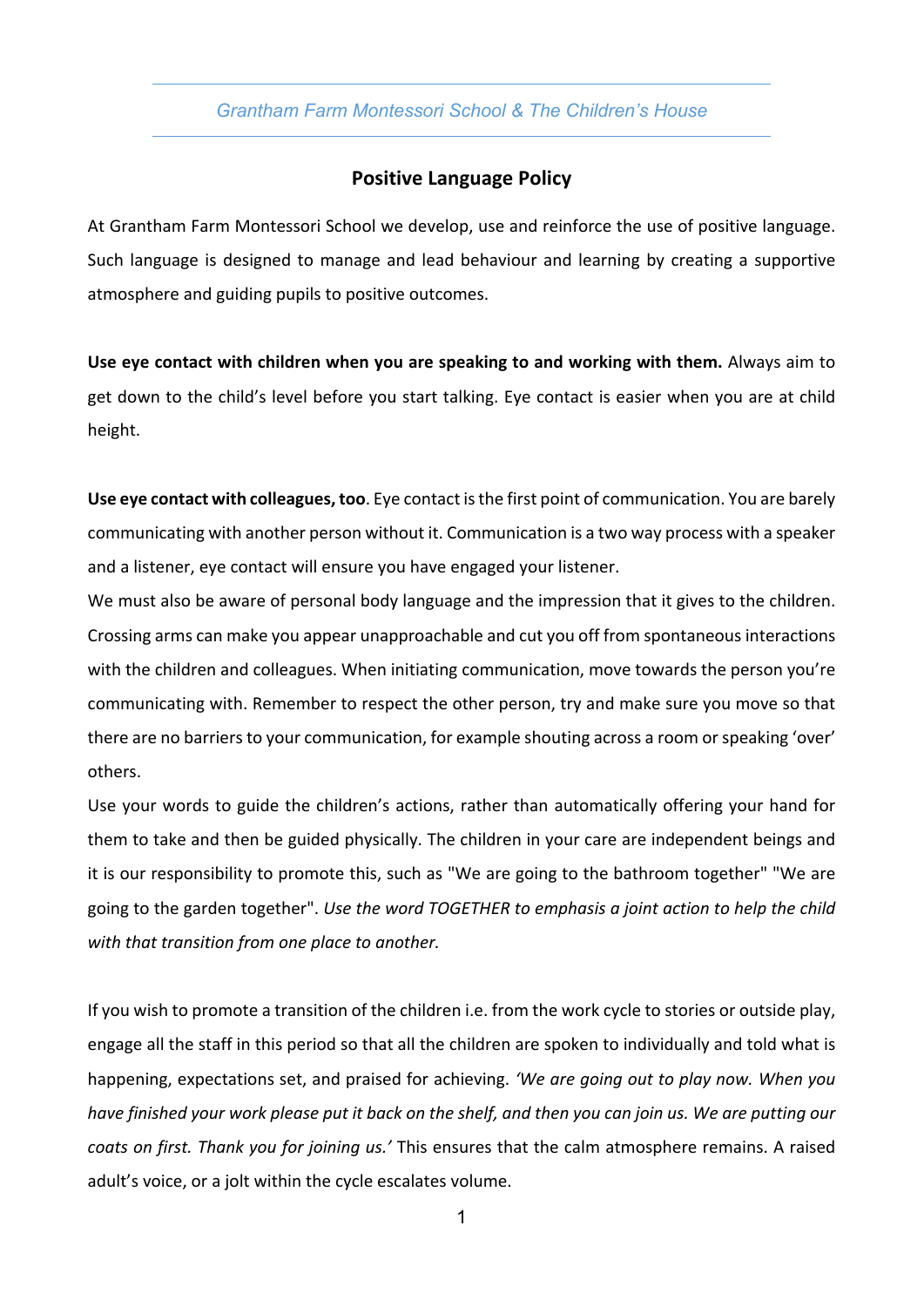*Grantham Farm Montessori School & The Children's House*

# Positive Language Policy

At Grantham Farm Montessori School we develop, use and reinforce the use of positive language. Such language is designed to manage and lead behaviour and learning by creating a supportive atmosphere and guiding pupils to positive outcomes.

**Use eye contact with children when you are speaking to and working with them.** Always aim to get down to the child's level before you start talking. Eye contact is easier when you are at child height.

**Use eye contact with colleagues, too**. Eye contact is the first point of communication. You are barely communicating with another person without it. Communication is a two way process with a speaker and a listener, eye contact will ensure you have engaged your listener.

We must also be aware of personal body language and the impression that it gives to the children. Crossing arms can make you appear unapproachable and cut you off from spontaneous interactions with the children and colleagues. When initiating communication, move towards the person you're communicating with. Remember to respect the other person, try and make sure you move so that there are no barriers to your communication, for example shouting across a room or speaking 'over' others.

Use your words to guide the children's actions, rather than automatically offering your hand for them to take and then be guided physically. The children in your care are independent beings and it is our responsibility to promote this, such as "We are going to the bathroom together" "We are going to the garden together". *Use the word TOGETHER to emphasis a joint action to help the child with that transition from one place to another.*

If you wish to promote a transition of the children i.e. from the work cycle to stories or outside play, engage all the staff in this period so that all the children are spoken to individually and told what is happening, expectations set, and praised for achieving. *'We are going out to play now. When you have finished your work please put it back on the shelf, and then you can join us. We are putting our coats on first. Thank you for joining us.'* This ensures that the calm atmosphere remains. A raised adult's voice, or a jolt within the cycle escalates volume.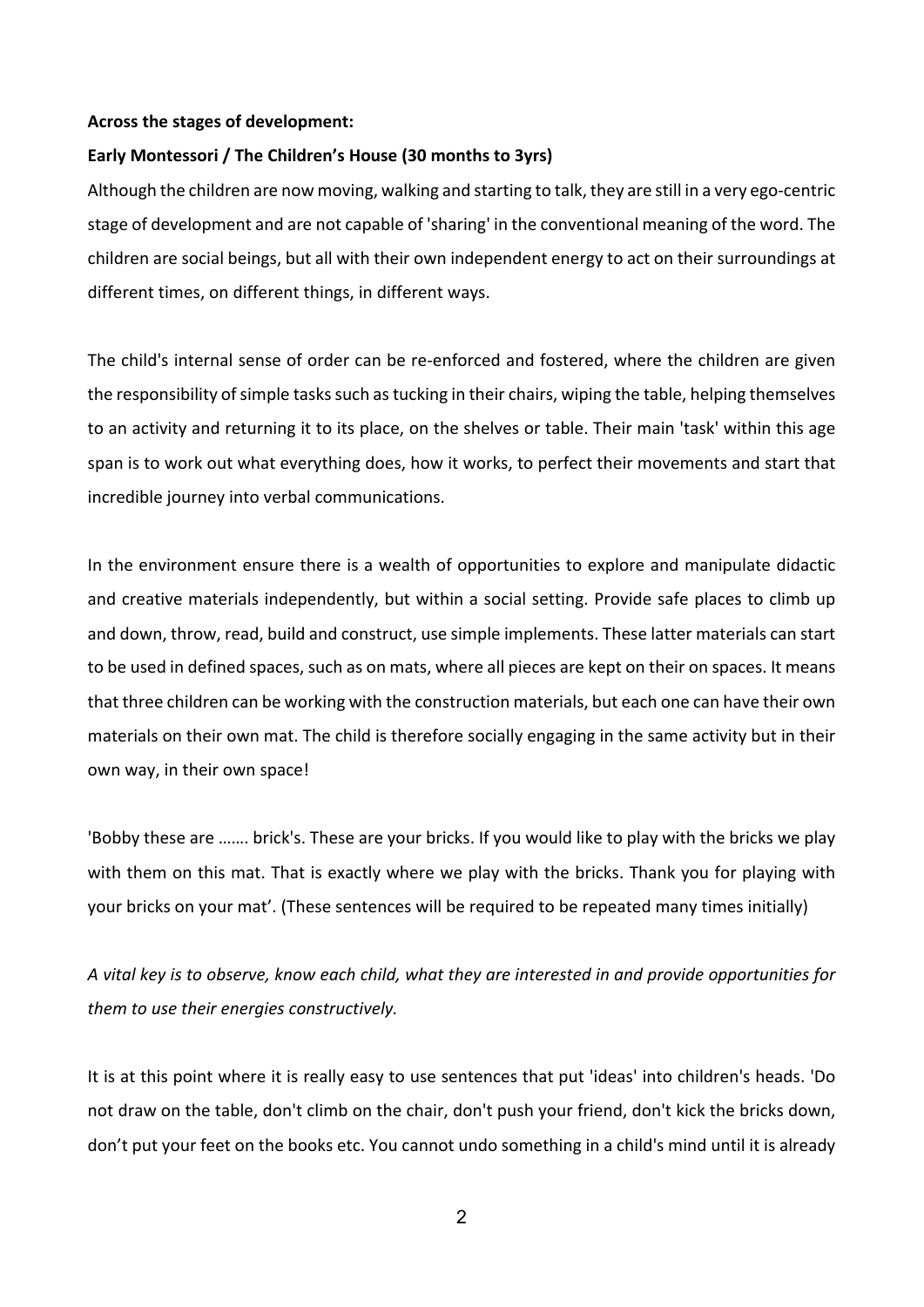**Across the stages of development:**

**Early Montessori / The Children's House (30 months to 3yrs)**

Although the children are now moving, walking and starting to talk, they are still in a very ego-centric stage of development and are not capable of 'sharing' in the conventional meaning of the word. The children are social beings, but all with their own independent energy to act on their surroundings at different times, on different things, in different ways.

The child's internal sense of order can be re-enforced and fostered, where the children are given the responsibility of simple tasks such as tucking in their chairs, wiping the table, helping themselves to an activity and returning it to its place, on the shelves or table. Their main 'task' within this age span is to work out what everything does, how it works, to perfect their movements and start that incredible journey into verbal communications.

In the environment ensure there is a wealth of opportunities to explore and manipulate didactic and creative materials independently, but within a social setting. Provide safe places to climb up and down, throw, read, build and construct, use simple implements. These latter materials can start to be used in defined spaces, such as on mats, where all pieces are kept on their on spaces. It means that three children can be working with the construction materials, but each one can have their own materials on their own mat. The child is therefore socially engaging in the same activity but in their own way, in their own space!

'Bobby these are ……. brick's. These are your bricks. If you would like to play with the bricks we play with them on this mat. That is exactly where we play with the bricks. Thank you for playing with your bricks on your mat'. (These sentences will be required to be repeated many times initially)

*A vital key is to observe, know each child, what they are interested in and provide opportunities for them to use their energies constructively.*

It is at this point where it is really easy to use sentences that put 'ideas' into children's heads. 'Do not draw on the table, don't climb on the chair, don't push your friend, don't kick the bricks down, don't put your feet on the books etc. You cannot undo something in a child's mind until it is already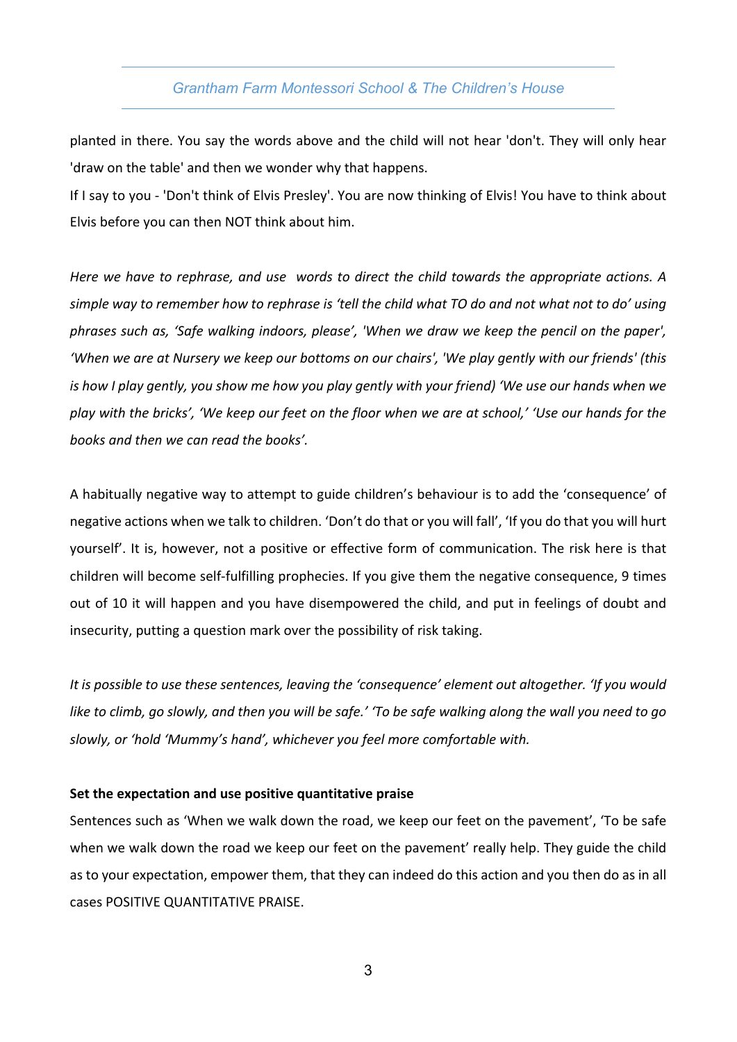planted in there. You say the words above and the child will not hear 'don't. They will only hear 'draw on the table' and then we wonder why that happens.
If I say to you - 'Don't think of Elvis Presley'. You are now thinking of Elvis! You have to think about Elvis before you can then NOT think about him.

*Here we have to rephrase, and use words to direct the child towards the appropriate actions. A simple way to remember how to rephrase is 'tell the child what TO do and not what not to do' using phrases such as, 'Safe walking indoors, please', 'When we draw we keep the pencil on the paper', 'When we are at Nursery we keep our bottoms on our chairs', 'We play gently with our friends' (this is how I play gently, you show me how you play gently with your friend) 'We use our hands when we play with the bricks', 'We keep our feet on the floor when we are at school,' 'Use our hands for the books and then we can read the books'.*

A habitually negative way to attempt to guide children's behaviour is to add the 'consequence' of negative actions when we talk to children. 'Don't do that or you will fall', 'If you do that you will hurt yourself'. It is, however, not a positive or effective form of communication. The risk here is that children will become self-fulfilling prophecies. If you give them the negative consequence, 9 times out of 10 it will happen and you have disempowered the child, and put in feelings of doubt and insecurity, putting a question mark over the possibility of risk taking.

*It is possible to use these sentences, leaving the 'consequence' element out altogether. 'If you would like to climb, go slowly, and then you will be safe.' 'To be safe walking along the wall you need to go slowly, or 'hold 'Mummy's hand', whichever you feel more comfortable with.*

**Set the expectation and use positive quantitative praise**

Sentences such as 'When we walk down the road, we keep our feet on the pavement', 'To be safe when we walk down the road we keep our feet on the pavement' really help. They guide the child as to your expectation, empower them, that they can indeed do this action and you then do as in all cases POSITIVE QUANTITATIVE PRAISE.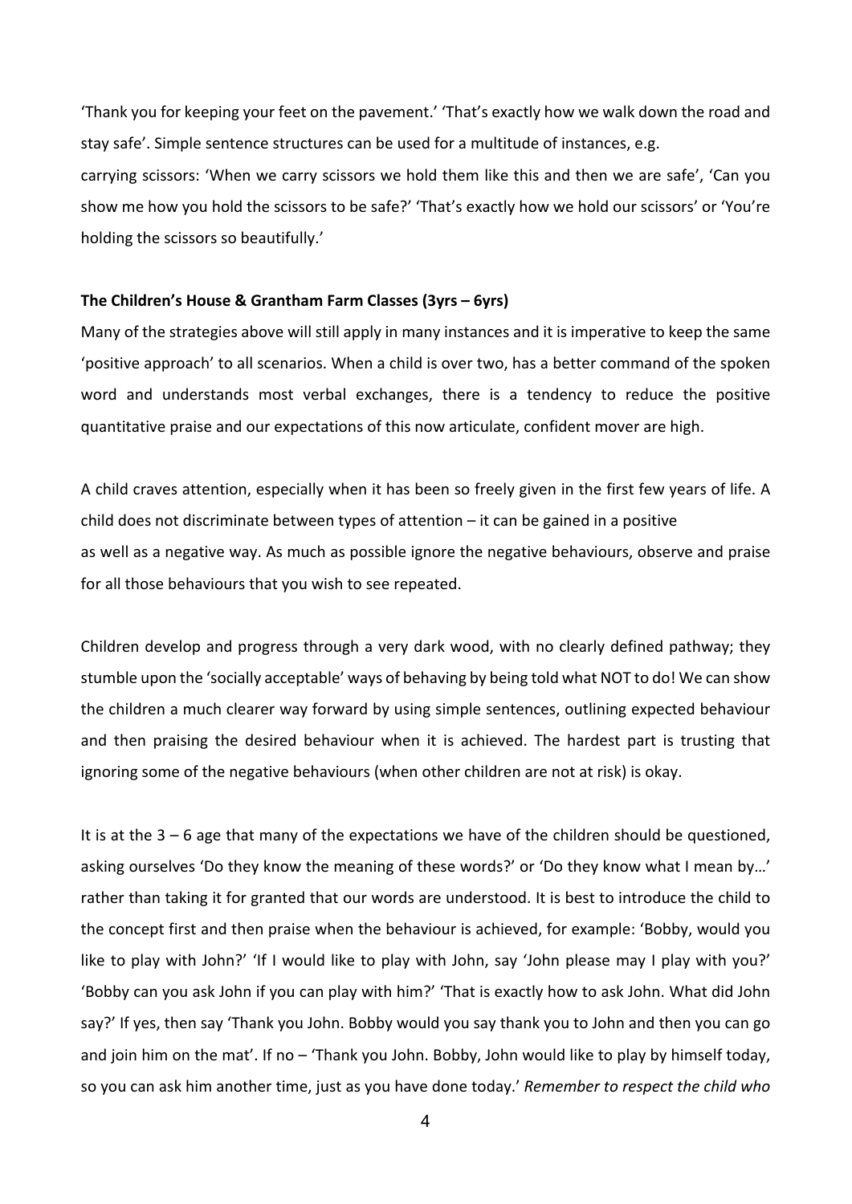'Thank you for keeping your feet on the pavement.' 'That's exactly how we walk down the road and stay safe'. Simple sentence structures can be used for a multitude of instances, e.g. carrying scissors: 'When we carry scissors we hold them like this and then we are safe', 'Can you show me how you hold the scissors to be safe?' 'That's exactly how we hold our scissors' or 'You're holding the scissors so beautifully.'

**The Children's House & Grantham Farm Classes (3yrs – 6yrs)**

Many of the strategies above will still apply in many instances and it is imperative to keep the same 'positive approach' to all scenarios. When a child is over two, has a better command of the spoken word and understands most verbal exchanges, there is a tendency to reduce the positive quantitative praise and our expectations of this now articulate, confident mover are high.

A child craves attention, especially when it has been so freely given in the first few years of life. A child does not discriminate between types of attention – it can be gained in a positive as well as a negative way. As much as possible ignore the negative behaviours, observe and praise for all those behaviours that you wish to see repeated.

Children develop and progress through a very dark wood, with no clearly defined pathway; they stumble upon the 'socially acceptable' ways of behaving by being told what NOT to do! We can show the children a much clearer way forward by using simple sentences, outlining expected behaviour and then praising the desired behaviour when it is achieved. The hardest part is trusting that ignoring some of the negative behaviours (when other children are not at risk) is okay.

It is at the 3 – 6 age that many of the expectations we have of the children should be questioned, asking ourselves 'Do they know the meaning of these words?' or 'Do they know what I mean by…' rather than taking it for granted that our words are understood. It is best to introduce the child to the concept first and then praise when the behaviour is achieved, for example: 'Bobby, would you like to play with John?' 'If I would like to play with John, say 'John please may I play with you?' 'Bobby can you ask John if you can play with him?' 'That is exactly how to ask John. What did John say?' If yes, then say 'Thank you John. Bobby would you say thank you to John and then you can go and join him on the mat'. If no – 'Thank you John. Bobby, John would like to play by himself today, so you can ask him another time, just as you have done today.' *Remember to respect the child who*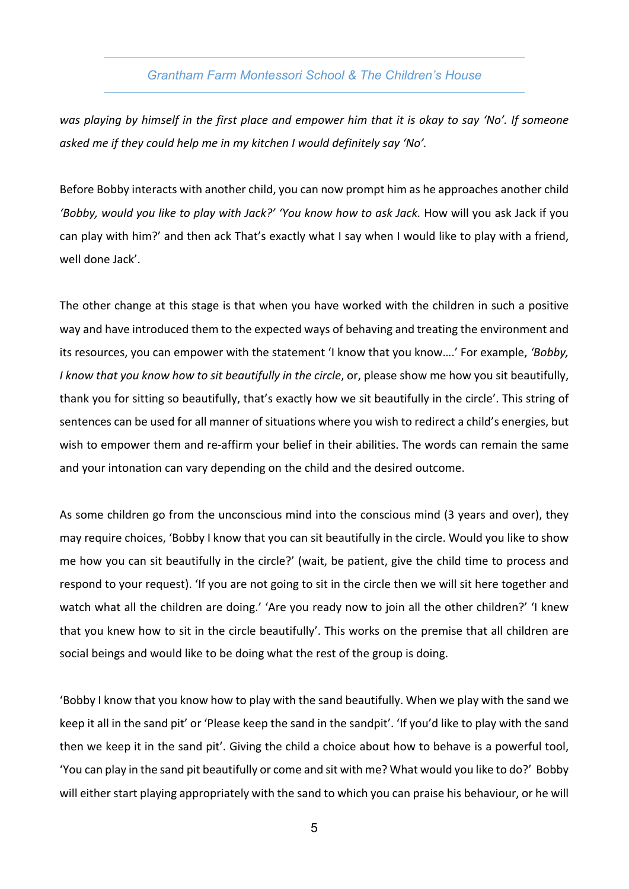*was playing by himself in the first place and empower him that it is okay to say 'No'. If someone asked me if they could help me in my kitchen I would definitely say 'No'.*

Before Bobby interacts with another child, you can now prompt him as he approaches another child *'Bobby, would you like to play with Jack?' 'You know how to ask Jack.* How will you ask Jack if you can play with him?' and then ack That's exactly what I say when I would like to play with a friend, well done Jack'.

The other change at this stage is that when you have worked with the children in such a positive way and have introduced them to the expected ways of behaving and treating the environment and its resources, you can empower with the statement 'I know that you know….' For example, *'Bobby, I know that you know how to sit beautifully in the circle*, or, please show me how you sit beautifully, thank you for sitting so beautifully, that's exactly how we sit beautifully in the circle'. This string of sentences can be used for all manner of situations where you wish to redirect a child's energies, but wish to empower them and re-affirm your belief in their abilities. The words can remain the same and your intonation can vary depending on the child and the desired outcome.

As some children go from the unconscious mind into the conscious mind (3 years and over), they may require choices, 'Bobby I know that you can sit beautifully in the circle. Would you like to show me how you can sit beautifully in the circle?' (wait, be patient, give the child time to process and respond to your request). 'If you are not going to sit in the circle then we will sit here together and watch what all the children are doing.' 'Are you ready now to join all the other children?' 'I knew that you knew how to sit in the circle beautifully'. This works on the premise that all children are social beings and would like to be doing what the rest of the group is doing.

'Bobby I know that you know how to play with the sand beautifully. When we play with the sand we keep it all in the sand pit' or 'Please keep the sand in the sandpit'. 'If you'd like to play with the sand then we keep it in the sand pit'. Giving the child a choice about how to behave is a powerful tool, 'You can play in the sand pit beautifully or come and sit with me? What would you like to do?' Bobby will either start playing appropriately with the sand to which you can praise his behaviour, or he will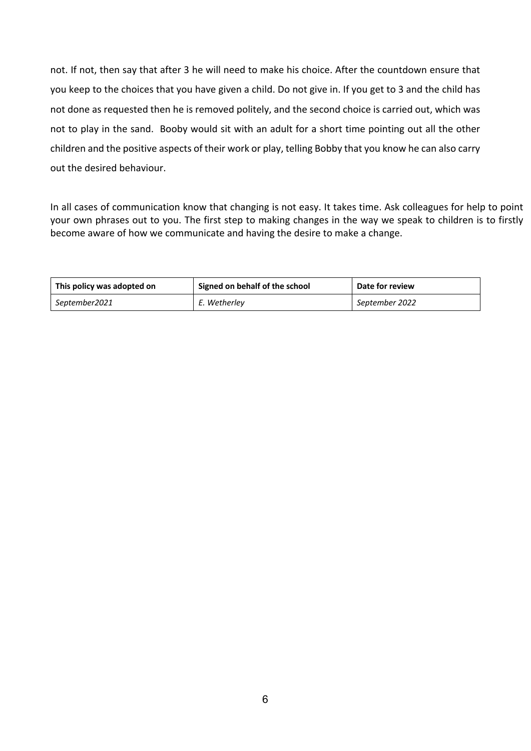not. If not, then say that after 3 he will need to make his choice. After the countdown ensure that you keep to the choices that you have given a child. Do not give in. If you get to 3 and the child has not done as requested then he is removed politely, and the second choice is carried out, which was not to play in the sand. Booby would sit with an adult for a short time pointing out all the other children and the positive aspects of their work or play, telling Bobby that you know he can also carry out the desired behaviour.

In all cases of communication know that changing is not easy. It takes time. Ask colleagues for help to point your own phrases out to you. The first step to making changes in the way we speak to children is to firstly become aware of how we communicate and having the desire to make a change.

| This policy was adopted on | Signed on behalf of the school | Date for review |
|---|---|---|
| *September2021* | *E. Wetherley* | *September 2022* |